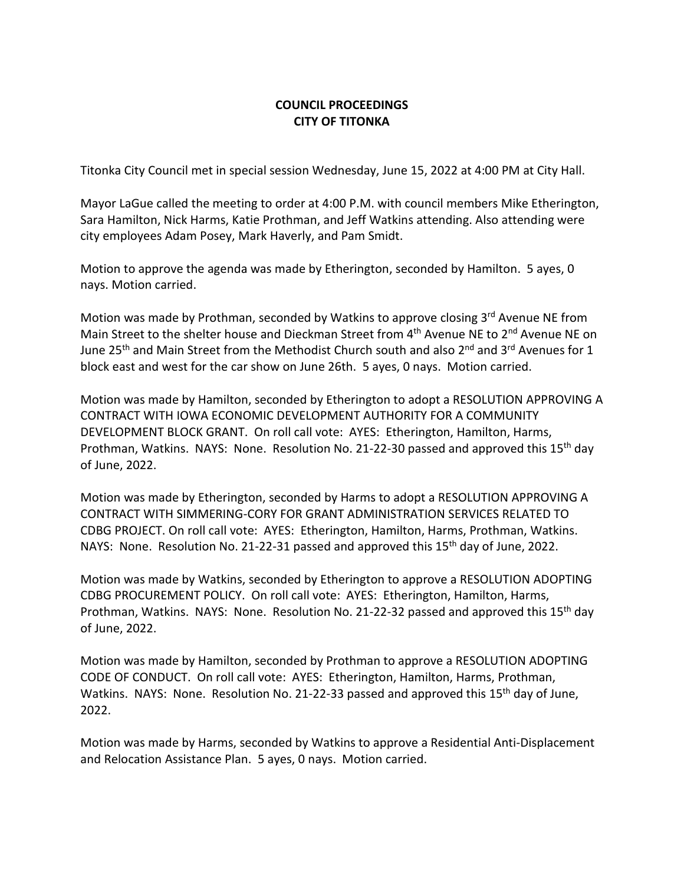# COUNCIL PROCEEDINGS
# CITY OF TITONKA

Titonka City Council met in special session Wednesday, June 15, 2022 at 4:00 PM at City Hall.

Mayor LaGue called the meeting to order at 4:00 P.M. with council members Mike Etherington, Sara Hamilton, Nick Harms, Katie Prothman, and Jeff Watkins attending. Also attending were city employees Adam Posey, Mark Haverly, and Pam Smidt.

Motion to approve the agenda was made by Etherington, seconded by Hamilton. 5 ayes, 0 nays. Motion carried.

Motion was made by Prothman, seconded by Watkins to approve closing 3rd Avenue NE from Main Street to the shelter house and Dieckman Street from 4th Avenue NE to 2nd Avenue NE on June 25th and Main Street from the Methodist Church south and also 2nd and 3rd Avenues for 1 block east and west for the car show on June 26th. 5 ayes, 0 nays. Motion carried.

Motion was made by Hamilton, seconded by Etherington to adopt a RESOLUTION APPROVING A CONTRACT WITH IOWA ECONOMIC DEVELOPMENT AUTHORITY FOR A COMMUNITY DEVELOPMENT BLOCK GRANT. On roll call vote: AYES: Etherington, Hamilton, Harms, Prothman, Watkins. NAYS: None. Resolution No. 21-22-30 passed and approved this 15th day of June, 2022.

Motion was made by Etherington, seconded by Harms to adopt a RESOLUTION APPROVING A CONTRACT WITH SIMMERING-CORY FOR GRANT ADMINISTRATION SERVICES RELATED TO CDBG PROJECT. On roll call vote: AYES: Etherington, Hamilton, Harms, Prothman, Watkins. NAYS: None. Resolution No. 21-22-31 passed and approved this 15th day of June, 2022.

Motion was made by Watkins, seconded by Etherington to approve a RESOLUTION ADOPTING CDBG PROCUREMENT POLICY. On roll call vote: AYES: Etherington, Hamilton, Harms, Prothman, Watkins. NAYS: None. Resolution No. 21-22-32 passed and approved this 15th day of June, 2022.

Motion was made by Hamilton, seconded by Prothman to approve a RESOLUTION ADOPTING CODE OF CONDUCT. On roll call vote: AYES: Etherington, Hamilton, Harms, Prothman, Watkins. NAYS: None. Resolution No. 21-22-33 passed and approved this 15th day of June, 2022.

Motion was made by Harms, seconded by Watkins to approve a Residential Anti-Displacement and Relocation Assistance Plan. 5 ayes, 0 nays. Motion carried.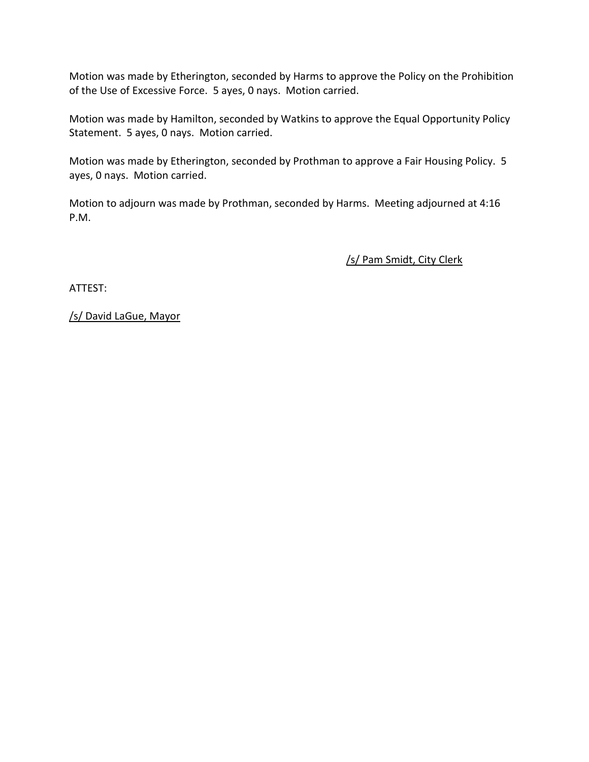Motion was made by Etherington, seconded by Harms to approve the Policy on the Prohibition of the Use of Excessive Force. 5 ayes, 0 nays. Motion carried.

Motion was made by Hamilton, seconded by Watkins to approve the Equal Opportunity Policy Statement. 5 ayes, 0 nays. Motion carried.

Motion was made by Etherington, seconded by Prothman to approve a Fair Housing Policy. 5 ayes, 0 nays. Motion carried.

Motion to adjourn was made by Prothman, seconded by Harms. Meeting adjourned at 4:16 P.M.

/s/ Pam Smidt, City Clerk

ATTEST:

/s/ David LaGue, Mayor